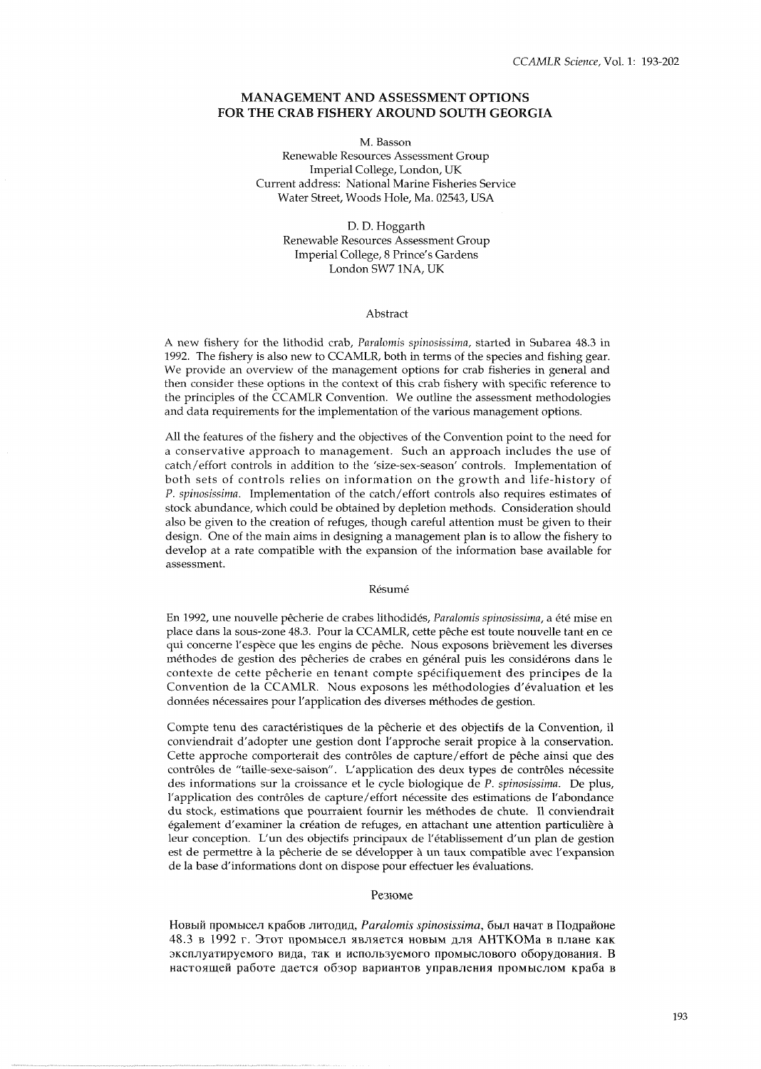# MANAGEMENT AND ASSESSMENT OPTIONS FOR THE CRAB FISHERY AROUND SOUTH GEORGIA

M. Basson
Renewable Resources Assessment Group
Imperial College, London, UK
Current address: National Marine Fisheries Service
Water Street, Woods Hole, Ma. 02543, USA

D. D. Hoggarth
Renewable Resources Assessment Group
Imperial College, 8 Prince's Gardens
London SW7 1NA, UK

## Abstract

A new fishery for the lithodid crab, *Paralomis spinosissima*, started in Subarea 48.3 in 1992. The fishery is also new to CCAMLR, both in terms of the species and fishing gear. We provide an overview of the management options for crab fisheries in general and then consider these options in the context of this crab fishery with specific reference to the principles of the CCAMLR Convention. We outline the assessment methodologies and data requirements for the implementation of the various management options.

All the features of the fishery and the objectives of the Convention point to the need for a conservative approach to management. Such an approach includes the use of catch/effort controls in addition to the 'size-sex-season' controls. Implementation of both sets of controls relies on information on the growth and life-history of *P. spinosissima*. Implementation of the catch/effort controls also requires estimates of stock abundance, which could be obtained by depletion methods. Consideration should also be given to the creation of refuges, though careful attention must be given to their design. One of the main aims in designing a management plan is to allow the fishery to develop at a rate compatible with the expansion of the information base available for assessment.

## Résumé

En 1992, une nouvelle pêcherie de crabes lithodidés, *Paralomis spinosissima*, a été mise en place dans la sous-zone 48.3. Pour la CCAMLR, cette pêche est toute nouvelle tant en ce qui concerne l'espèce que les engins de pêche. Nous exposons brièvement les diverses méthodes de gestion des pêcheries de crabes en général puis les considérons dans le contexte de cette pêcherie en tenant compte spécifiquement des principes de la Convention de la CCAMLR. Nous exposons les méthodologies d'évaluation et les données nécessaires pour l'application des diverses méthodes de gestion.

Compte tenu des caractéristiques de la pêcherie et des objectifs de la Convention, il conviendrait d'adopter une gestion dont l'approche serait propice à la conservation. Cette approche comporterait des contrôles de capture/effort de pêche ainsi que des contrôles de "taille-sexe-saison". L'application des deux types de contrôles nécessite des informations sur la croissance et le cycle biologique de *P. spinosissima*. De plus, l'application des contrôles de capture/effort nécessite des estimations de l'abondance du stock, estimations que pourraient fournir les méthodes de chute. Il conviendrait également d'examiner la création de refuges, en attachant une attention particulière à leur conception. L'un des objectifs principaux de l'établissement d'un plan de gestion est de permettre à la pêcherie de se développer à un taux compatible avec l'expansion de la base d'informations dont on dispose pour effectuer les évaluations.

## Резюме

Новый промысел крабов литодид, *Paralomis spinosissima*, был начат в Подрайоне 48.3 в 1992 г. Этот промысел является новым для АНТКОМа в плане как эксплуатируемого вида, так и используемого промыслового оборудования. В настоящей работе дается обзор вариантов управления промыслом краба в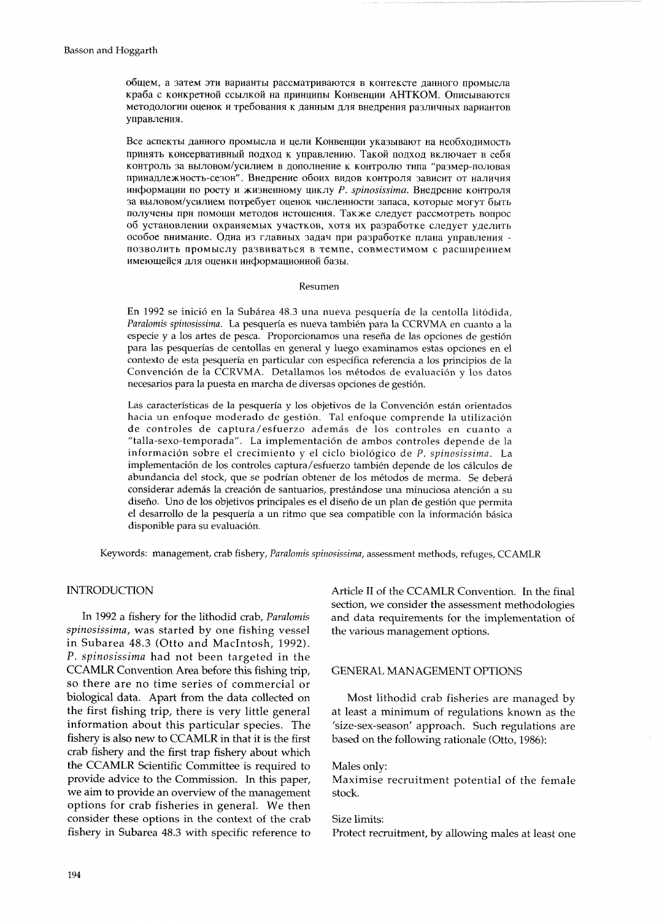общем, а затем эти варианты рассматриваются в контексте данного промысла краба с конкретной ссылкой на принципы Конвенции АНТКОМ. Описываются методологии оценок и требования к данным для внедрения различных вариантов управления.

Все аспекты данного промысла и цели Конвенции указывают на необходимость принять консервативный подход к управлению. Такой подход включает в себя контроль за выловом/усилием в дополнение к контролю типа "размер-половая принадлежность-сезон". Внедрение обоих видов контроля зависит от наличия информации по росту и жизненному циклу *P. spinosissima*. Внедрение контроля за выловом/усилием потребует оценок численности запаса, которые могут быть получены при помощи методов истощения. Также следует рассмотреть вопрос об установлении охраняемых участков, хотя их разработке следует уделить особое внимание. Одна из главных задач при разработке плана управления - позволить промыслу развиваться в темпе, совместимом с расширением имеющейся для оценки информационной базы.

## Resumen

En 1992 se inició en la Subárea 48.3 una nueva pesquería de la centolla litódida, *Paralomis spinosissima*. La pesquería es nueva también para la CCRVMA en cuanto a la especie y a los artes de pesca. Proporcionamos una reseña de las opciones de gestión para las pesquerías de centollas en general y luego examinamos estas opciones en el contexto de esta pesquería en particular con específica referencia a los principios de la Convención de la CCRVMA. Detallamos los métodos de evaluación y los datos necesarios para la puesta en marcha de diversas opciones de gestión.

Las características de la pesquería y los objetivos de la Convención están orientados hacia un enfoque moderado de gestión. Tal enfoque comprende la utilización de controles de captura/esfuerzo además de los controles en cuanto a "talla-sexo-temporada". La implementación de ambos controles depende de la información sobre el crecimiento y el ciclo biológico de *P. spinosissima*. La implementación de los controles captura/esfuerzo también depende de los cálculos de abundancia del stock, que se podrían obtener de los métodos de merma. Se deberá considerar además la creación de santuarios, prestándose una minuciosa atención a su diseño. Uno de los objetivos principales es el diseño de un plan de gestión que permita el desarrollo de la pesquería a un ritmo que sea compatible con la información básica disponible para su evaluación.

Keywords: management, crab fishery, *Paralomis spinosissima*, assessment methods, refuges, CCAMLR

## INTRODUCTION

In 1992 a fishery for the lithodid crab, *Paralomis spinosissima*, was started by one fishing vessel in Subarea 48.3 (Otto and MacIntosh, 1992). *P. spinosissima* had not been targeted in the CCAMLR Convention Area before this fishing trip, so there are no time series of commercial or biological data. Apart from the data collected on the first fishing trip, there is very little general information about this particular species. The fishery is also new to CCAMLR in that it is the first crab fishery and the first trap fishery about which the CCAMLR Scientific Committee is required to provide advice to the Commission. In this paper, we aim to provide an overview of the management options for crab fisheries in general. We then consider these options in the context of the crab fishery in Subarea 48.3 with specific reference to Article II of the CCAMLR Convention. In the final section, we consider the assessment methodologies and data requirements for the implementation of the various management options.

## GENERAL MANAGEMENT OPTIONS

Most lithodid crab fisheries are managed by at least a minimum of regulations known as the 'size-sex-season' approach. Such regulations are based on the following rationale (Otto, 1986):

Males only:
Maximise recruitment potential of the female stock.

Size limits:
Protect recruitment, by allowing males at least one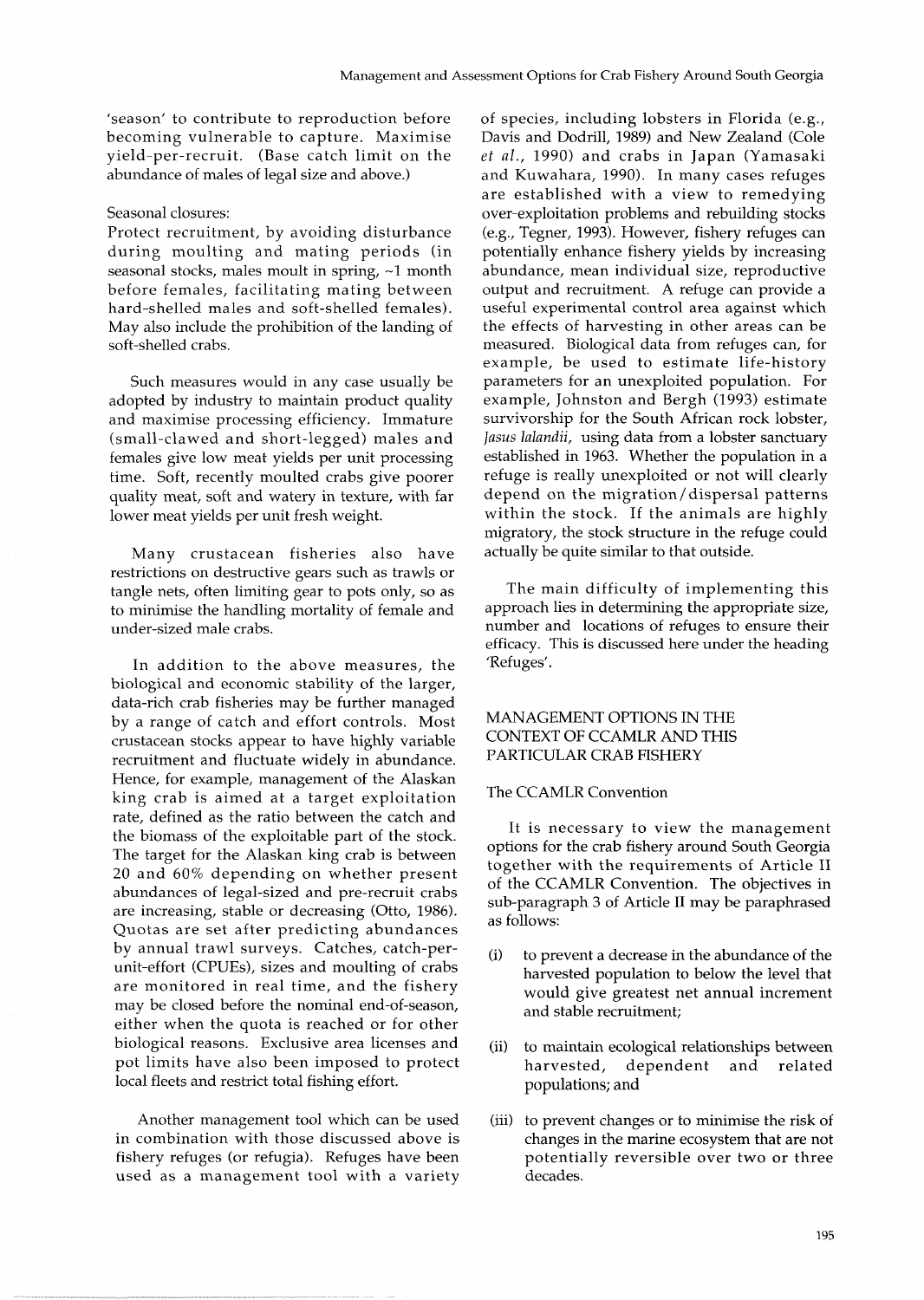'season' to contribute to reproduction before becoming vulnerable to capture. Maximise yield-per-recruit. (Base catch limit on the abundance of males of legal size and above.)

Seasonal closures:
Protect recruitment, by avoiding disturbance during moulting and mating periods (in seasonal stocks, males moult in spring, ~1 month before females, facilitating mating between hard-shelled males and soft-shelled females). May also include the prohibition of the landing of soft-shelled crabs.

Such measures would in any case usually be adopted by industry to maintain product quality and maximise processing efficiency. Immature (small-clawed and short-legged) males and females give low meat yields per unit processing time. Soft, recently moulted crabs give poorer quality meat, soft and watery in texture, with far lower meat yields per unit fresh weight.

Many crustacean fisheries also have restrictions on destructive gears such as trawls or tangle nets, often limiting gear to pots only, so as to minimise the handling mortality of female and under-sized male crabs.

In addition to the above measures, the biological and economic stability of the larger, data-rich crab fisheries may be further managed by a range of catch and effort controls. Most crustacean stocks appear to have highly variable recruitment and fluctuate widely in abundance. Hence, for example, management of the Alaskan king crab is aimed at a target exploitation rate, defined as the ratio between the catch and the biomass of the exploitable part of the stock. The target for the Alaskan king crab is between 20 and 60% depending on whether present abundances of legal-sized and pre-recruit crabs are increasing, stable or decreasing (Otto, 1986). Quotas are set after predicting abundances by annual trawl surveys. Catches, catch-per-unit-effort (CPUEs), sizes and moulting of crabs are monitored in real time, and the fishery may be closed before the nominal end-of-season, either when the quota is reached or for other biological reasons. Exclusive area licenses and pot limits have also been imposed to protect local fleets and restrict total fishing effort.

Another management tool which can be used in combination with those discussed above is fishery refuges (or refugia). Refuges have been used as a management tool with a variety of species, including lobsters in Florida (e.g., Davis and Dodrill, 1989) and New Zealand (Cole *et al.*, 1990) and crabs in Japan (Yamasaki and Kuwahara, 1990). In many cases refuges are established with a view to remedying over-exploitation problems and rebuilding stocks (e.g., Tegner, 1993). However, fishery refuges can potentially enhance fishery yields by increasing abundance, mean individual size, reproductive output and recruitment. A refuge can provide a useful experimental control area against which the effects of harvesting in other areas can be measured. Biological data from refuges can, for example, be used to estimate life-history parameters for an unexploited population. For example, Johnston and Bergh (1993) estimate survivorship for the South African rock lobster, *Jasus lalandii*, using data from a lobster sanctuary established in 1963. Whether the population in a refuge is really unexploited or not will clearly depend on the migration/dispersal patterns within the stock. If the animals are highly migratory, the stock structure in the refuge could actually be quite similar to that outside.

The main difficulty of implementing this approach lies in determining the appropriate size, number and locations of refuges to ensure their efficacy. This is discussed here under the heading 'Refuges'.

## MANAGEMENT OPTIONS IN THE CONTEXT OF CCAMLR AND THIS PARTICULAR CRAB FISHERY

### The CCAMLR Convention

It is necessary to view the management options for the crab fishery around South Georgia together with the requirements of Article II of the CCAMLR Convention. The objectives in sub-paragraph 3 of Article II may be paraphrased as follows:

(i) to prevent a decrease in the abundance of the harvested population to below the level that would give greatest net annual increment and stable recruitment;

(ii) to maintain ecological relationships between harvested, dependent and related populations; and

(iii) to prevent changes or to minimise the risk of changes in the marine ecosystem that are not potentially reversible over two or three decades.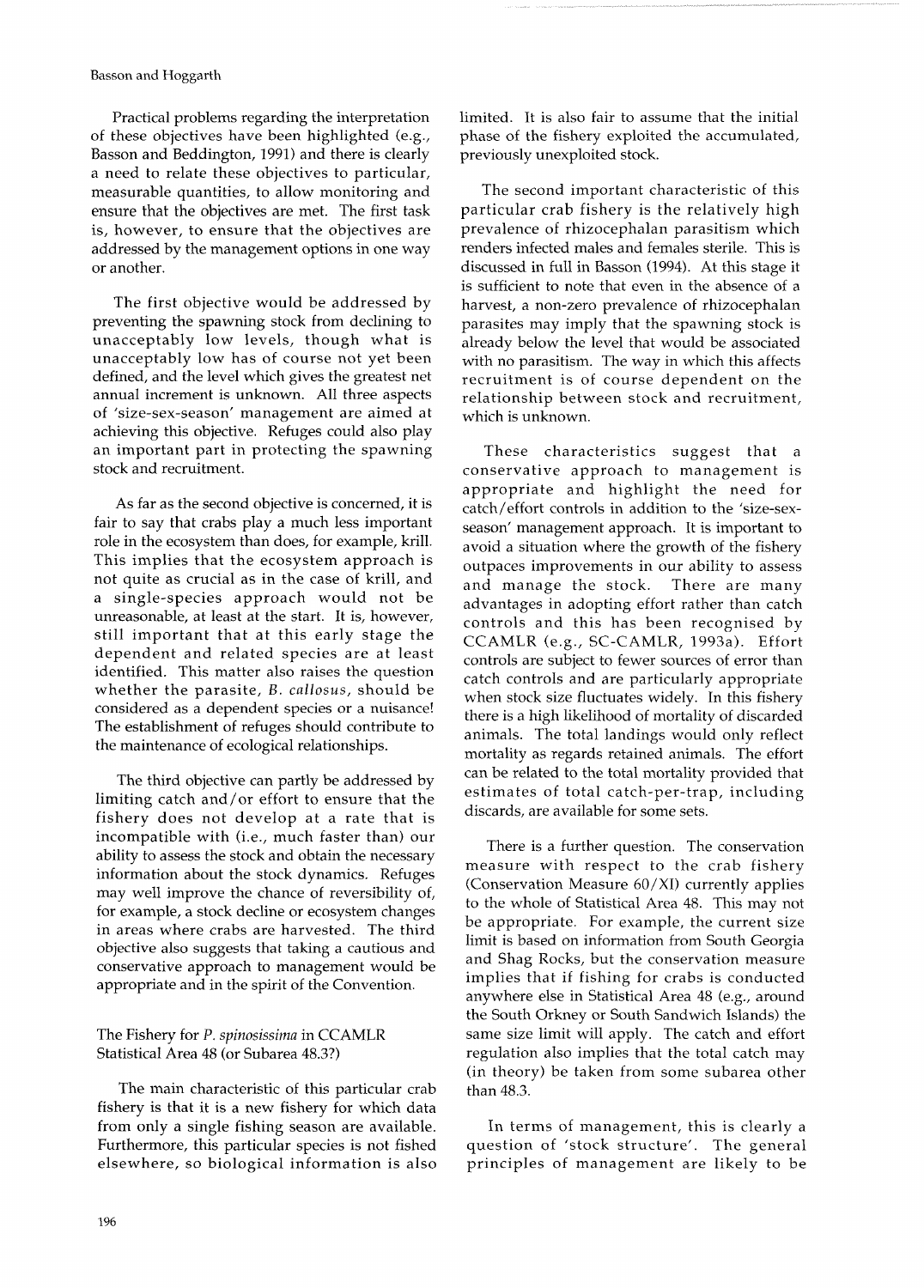Practical problems regarding the interpretation of these objectives have been highlighted (e.g., Basson and Beddington, 1991) and there is clearly a need to relate these objectives to particular, measurable quantities, to allow monitoring and ensure that the objectives are met. The first task is, however, to ensure that the objectives are addressed by the management options in one way or another.

The first objective would be addressed by preventing the spawning stock from declining to unacceptably low levels, though what is unacceptably low has of course not yet been defined, and the level which gives the greatest net annual increment is unknown. All three aspects of 'size-sex-season' management are aimed at achieving this objective. Refuges could also play an important part in protecting the spawning stock and recruitment.

As far as the second objective is concerned, it is fair to say that crabs play a much less important role in the ecosystem than does, for example, krill. This implies that the ecosystem approach is not quite as crucial as in the case of krill, and a single-species approach would not be unreasonable, at least at the start. It is, however, still important that at this early stage the dependent and related species are at least identified. This matter also raises the question whether the parasite, *B. callosus*, should be considered as a dependent species or a nuisance! The establishment of refuges should contribute to the maintenance of ecological relationships.

The third objective can partly be addressed by limiting catch and/or effort to ensure that the fishery does not develop at a rate that is incompatible with (i.e., much faster than) our ability to assess the stock and obtain the necessary information about the stock dynamics. Refuges may well improve the chance of reversibility of, for example, a stock decline or ecosystem changes in areas where crabs are harvested. The third objective also suggests that taking a cautious and conservative approach to management would be appropriate and in the spirit of the Convention.

### The Fishery for *P. spinosissima* in CCAMLR Statistical Area 48 (or Subarea 48.3?)

The main characteristic of this particular crab fishery is that it is a new fishery for which data from only a single fishing season are available. Furthermore, this particular species is not fished elsewhere, so biological information is also limited. It is also fair to assume that the initial phase of the fishery exploited the accumulated, previously unexploited stock.

The second important characteristic of this particular crab fishery is the relatively high prevalence of rhizocephalan parasitism which renders infected males and females sterile. This is discussed in full in Basson (1994). At this stage it is sufficient to note that even in the absence of a harvest, a non-zero prevalence of rhizocephalan parasites may imply that the spawning stock is already below the level that would be associated with no parasitism. The way in which this affects recruitment is of course dependent on the relationship between stock and recruitment, which is unknown.

These characteristics suggest that a conservative approach to management is appropriate and highlight the need for catch/effort controls in addition to the 'size-sex-season' management approach. It is important to avoid a situation where the growth of the fishery outpaces improvements in our ability to assess and manage the stock. There are many advantages in adopting effort rather than catch controls and this has been recognised by CCAMLR (e.g., SC-CAMLR, 1993a). Effort controls are subject to fewer sources of error than catch controls and are particularly appropriate when stock size fluctuates widely. In this fishery there is a high likelihood of mortality of discarded animals. The total landings would only reflect mortality as regards retained animals. The effort can be related to the total mortality provided that estimates of total catch-per-trap, including discards, are available for some sets.

There is a further question. The conservation measure with respect to the crab fishery (Conservation Measure 60/XI) currently applies to the whole of Statistical Area 48. This may not be appropriate. For example, the current size limit is based on information from South Georgia and Shag Rocks, but the conservation measure implies that if fishing for crabs is conducted anywhere else in Statistical Area 48 (e.g., around the South Orkney or South Sandwich Islands) the same size limit will apply. The catch and effort regulation also implies that the total catch may (in theory) be taken from some subarea other than 48.3.

In terms of management, this is clearly a question of 'stock structure'. The general principles of management are likely to be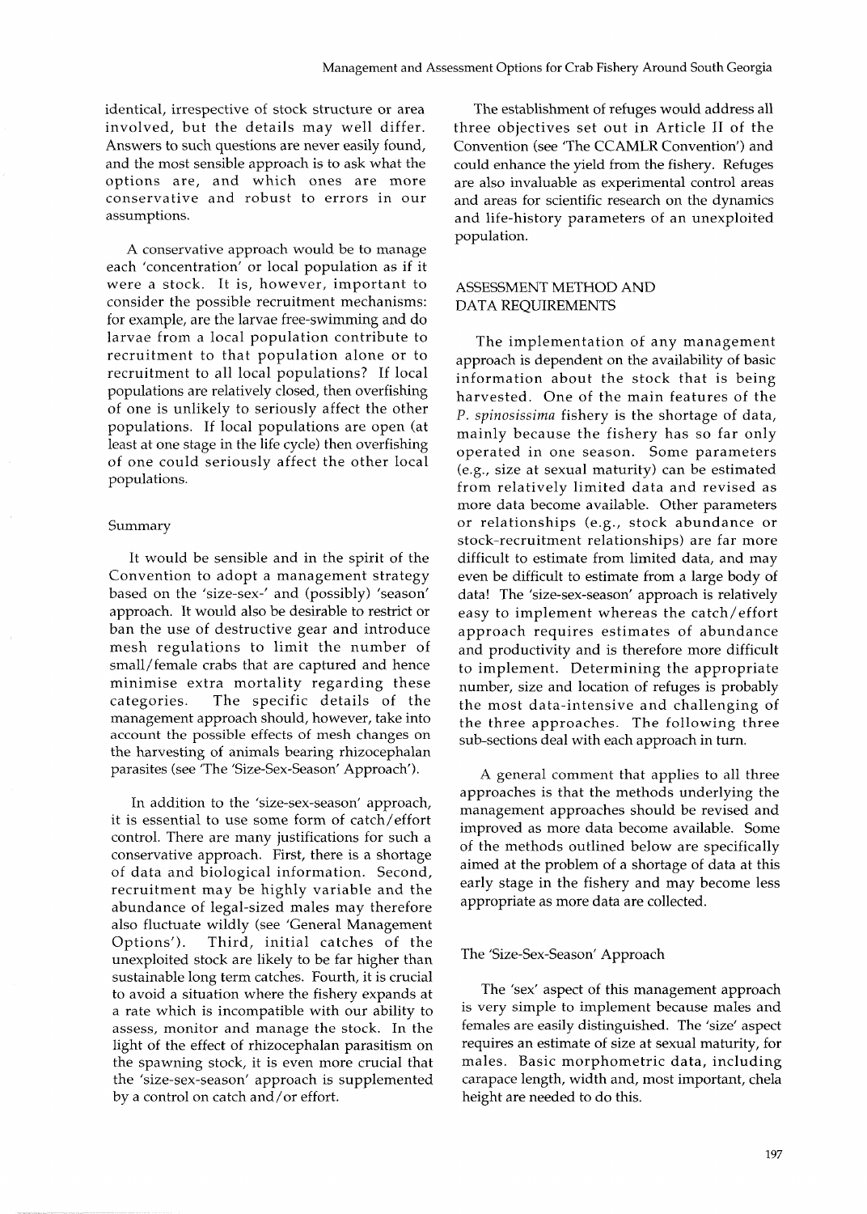identical, irrespective of stock structure or area involved, but the details may well differ. Answers to such questions are never easily found, and the most sensible approach is to ask what the options are, and which ones are more conservative and robust to errors in our assumptions.

A conservative approach would be to manage each 'concentration' or local population as if it were a stock. It is, however, important to consider the possible recruitment mechanisms: for example, are the larvae free-swimming and do larvae from a local population contribute to recruitment to that population alone or to recruitment to all local populations? If local populations are relatively closed, then overfishing of one is unlikely to seriously affect the other populations. If local populations are open (at least at one stage in the life cycle) then overfishing of one could seriously affect the other local populations.

### Summary

It would be sensible and in the spirit of the Convention to adopt a management strategy based on the 'size-sex-' and (possibly) 'season' approach. It would also be desirable to restrict or ban the use of destructive gear and introduce mesh regulations to limit the number of small/female crabs that are captured and hence minimise extra mortality regarding these categories. The specific details of the management approach should, however, take into account the possible effects of mesh changes on the harvesting of animals bearing rhizocephalan parasites (see 'The 'Size-Sex-Season' Approach').

In addition to the 'size-sex-season' approach, it is essential to use some form of catch/effort control. There are many justifications for such a conservative approach. First, there is a shortage of data and biological information. Second, recruitment may be highly variable and the abundance of legal-sized males may therefore also fluctuate wildly (see 'General Management Options'). Third, initial catches of the unexploited stock are likely to be far higher than sustainable long term catches. Fourth, it is crucial to avoid a situation where the fishery expands at a rate which is incompatible with our ability to assess, monitor and manage the stock. In the light of the effect of rhizocephalan parasitism on the spawning stock, it is even more crucial that the 'size-sex-season' approach is supplemented by a control on catch and/or effort.

The establishment of refuges would address all three objectives set out in Article II of the Convention (see 'The CCAMLR Convention') and could enhance the yield from the fishery. Refuges are also invaluable as experimental control areas and areas for scientific research on the dynamics and life-history parameters of an unexploited population.

## ASSESSMENT METHOD AND DATA REQUIREMENTS

The implementation of any management approach is dependent on the availability of basic information about the stock that is being harvested. One of the main features of the *P. spinosissima* fishery is the shortage of data, mainly because the fishery has so far only operated in one season. Some parameters (e.g., size at sexual maturity) can be estimated from relatively limited data and revised as more data become available. Other parameters or relationships (e.g., stock abundance or stock-recruitment relationships) are far more difficult to estimate from limited data, and may even be difficult to estimate from a large body of data! The 'size-sex-season' approach is relatively easy to implement whereas the catch/effort approach requires estimates of abundance and productivity and is therefore more difficult to implement. Determining the appropriate number, size and location of refuges is probably the most data-intensive and challenging of the three approaches. The following three sub-sections deal with each approach in turn.

A general comment that applies to all three approaches is that the methods underlying the management approaches should be revised and improved as more data become available. Some of the methods outlined below are specifically aimed at the problem of a shortage of data at this early stage in the fishery and may become less appropriate as more data are collected.

### The 'Size-Sex-Season' Approach

The 'sex' aspect of this management approach is very simple to implement because males and females are easily distinguished. The 'size' aspect requires an estimate of size at sexual maturity, for males. Basic morphometric data, including carapace length, width and, most important, chela height are needed to do this.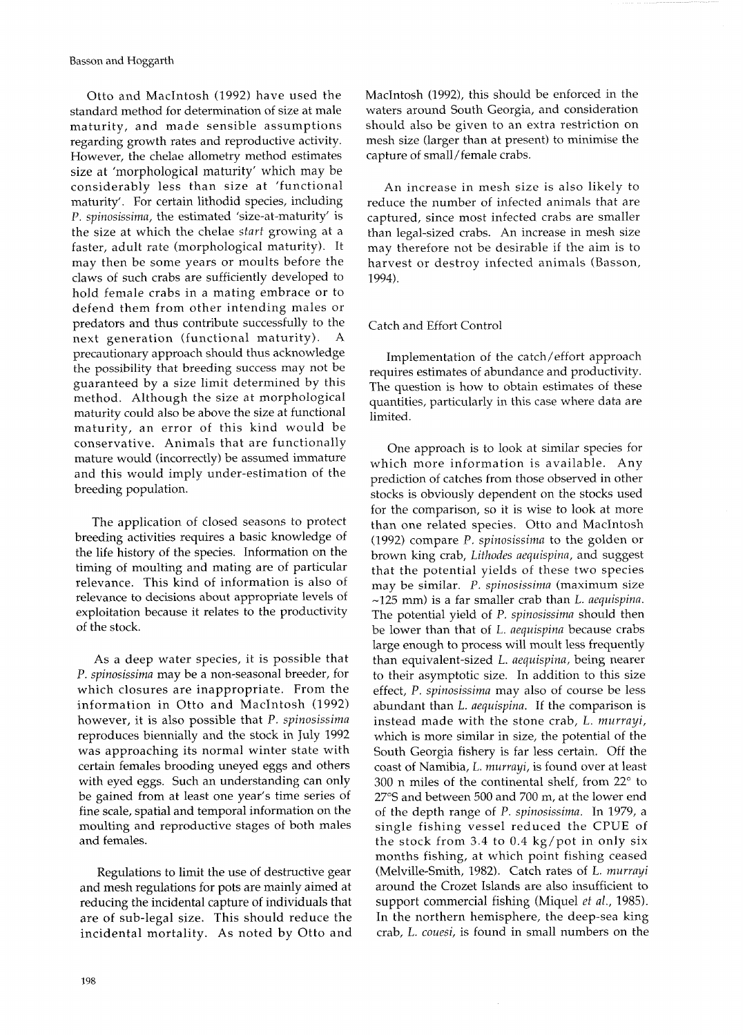Otto and MacIntosh (1992) have used the standard method for determination of size at male maturity, and made sensible assumptions regarding growth rates and reproductive activity. However, the chelae allometry method estimates size at 'morphological maturity' which may be considerably less than size at 'functional maturity'. For certain lithodid species, including *P. spinosissima*, the estimated 'size-at-maturity' is the size at which the chelae *start* growing at a faster, adult rate (morphological maturity). It may then be some years or moults before the claws of such crabs are sufficiently developed to hold female crabs in a mating embrace or to defend them from other intending males or predators and thus contribute successfully to the next generation (functional maturity). A precautionary approach should thus acknowledge the possibility that breeding success may not be guaranteed by a size limit determined by this method. Although the size at morphological maturity could also be above the size at functional maturity, an error of this kind would be conservative. Animals that are functionally mature would (incorrectly) be assumed immature and this would imply under-estimation of the breeding population.

The application of closed seasons to protect breeding activities requires a basic knowledge of the life history of the species. Information on the timing of moulting and mating are of particular relevance. This kind of information is also of relevance to decisions about appropriate levels of exploitation because it relates to the productivity of the stock.

As a deep water species, it is possible that *P. spinosissima* may be a non-seasonal breeder, for which closures are inappropriate. From the information in Otto and MacIntosh (1992) however, it is also possible that *P. spinosissima* reproduces biennially and the stock in July 1992 was approaching its normal winter state with certain females brooding uneyed eggs and others with eyed eggs. Such an understanding can only be gained from at least one year's time series of fine scale, spatial and temporal information on the moulting and reproductive stages of both males and females.

Regulations to limit the use of destructive gear and mesh regulations for pots are mainly aimed at reducing the incidental capture of individuals that are of sub-legal size. This should reduce the incidental mortality. As noted by Otto and MacIntosh (1992), this should be enforced in the waters around South Georgia, and consideration should also be given to an extra restriction on mesh size (larger than at present) to minimise the capture of small/female crabs.

An increase in mesh size is also likely to reduce the number of infected animals that are captured, since most infected crabs are smaller than legal-sized crabs. An increase in mesh size may therefore not be desirable if the aim is to harvest or destroy infected animals (Basson, 1994).

## Catch and Effort Control

Implementation of the catch/effort approach requires estimates of abundance and productivity. The question is how to obtain estimates of these quantities, particularly in this case where data are limited.

One approach is to look at similar species for which more information is available. Any prediction of catches from those observed in other stocks is obviously dependent on the stocks used for the comparison, so it is wise to look at more than one related species. Otto and MacIntosh (1992) compare *P. spinosissima* to the golden or brown king crab, *Lithodes aequispina*, and suggest that the potential yields of these two species may be similar. *P. spinosissima* (maximum size ~125 mm) is a far smaller crab than *L. aequispina*. The potential yield of *P. spinosissima* should then be lower than that of *L. aequispina* because crabs large enough to process will moult less frequently than equivalent-sized *L. aequispina*, being nearer to their asymptotic size. In addition to this size effect, *P. spinosissima* may also of course be less abundant than *L. aequispina*. If the comparison is instead made with the stone crab, *L. murrayi*, which is more similar in size, the potential of the South Georgia fishery is far less certain. Off the coast of Namibia, *L. murrayi*, is found over at least 300 n miles of the continental shelf, from 22° to 27°S and between 500 and 700 m, at the lower end of the depth range of *P. spinosissima*. In 1979, a single fishing vessel reduced the CPUE of the stock from 3.4 to 0.4 kg/pot in only six months fishing, at which point fishing ceased (Melville-Smith, 1982). Catch rates of *L. murrayi* around the Crozet Islands are also insufficient to support commercial fishing (Miquel *et al.*, 1985). In the northern hemisphere, the deep-sea king crab, *L. couesi*, is found in small numbers on the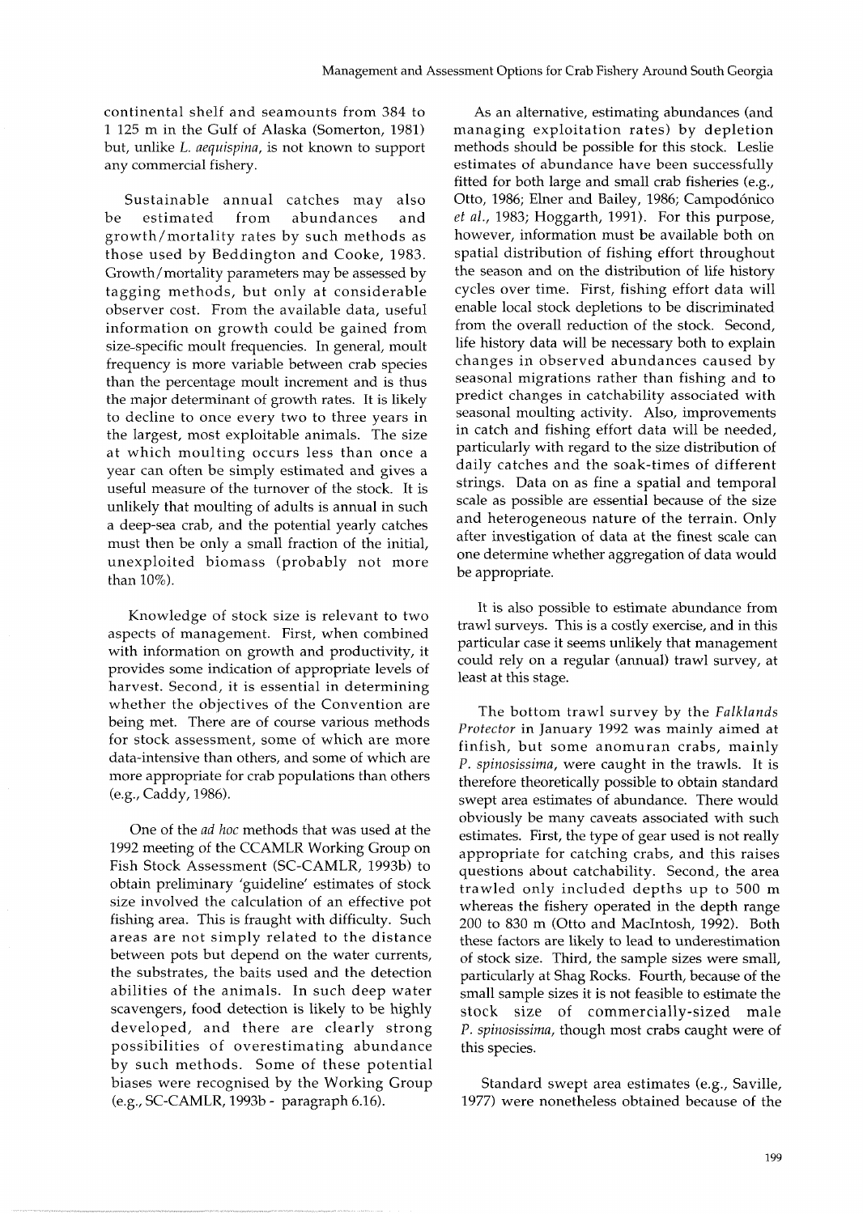continental shelf and seamounts from 384 to 1 125 m in the Gulf of Alaska (Somerton, 1981) but, unlike *L. aequispina*, is not known to support any commercial fishery.

Sustainable annual catches may also be estimated from abundances and growth/mortality rates by such methods as those used by Beddington and Cooke, 1983. Growth/mortality parameters may be assessed by tagging methods, but only at considerable observer cost. From the available data, useful information on growth could be gained from size-specific moult frequencies. In general, moult frequency is more variable between crab species than the percentage moult increment and is thus the major determinant of growth rates. It is likely to decline to once every two to three years in the largest, most exploitable animals. The size at which moulting occurs less than once a year can often be simply estimated and gives a useful measure of the turnover of the stock. It is unlikely that moulting of adults is annual in such a deep-sea crab, and the potential yearly catches must then be only a small fraction of the initial, unexploited biomass (probably not more than 10%).

Knowledge of stock size is relevant to two aspects of management. First, when combined with information on growth and productivity, it provides some indication of appropriate levels of harvest. Second, it is essential in determining whether the objectives of the Convention are being met. There are of course various methods for stock assessment, some of which are more data-intensive than others, and some of which are more appropriate for crab populations than others (e.g., Caddy, 1986).

One of the *ad hoc* methods that was used at the 1992 meeting of the CCAMLR Working Group on Fish Stock Assessment (SC-CAMLR, 1993b) to obtain preliminary 'guideline' estimates of stock size involved the calculation of an effective pot fishing area. This is fraught with difficulty. Such areas are not simply related to the distance between pots but depend on the water currents, the substrates, the baits used and the detection abilities of the animals. In such deep water scavengers, food detection is likely to be highly developed, and there are clearly strong possibilities of overestimating abundance by such methods. Some of these potential biases were recognised by the Working Group (e.g., SC-CAMLR, 1993b - paragraph 6.16).

As an alternative, estimating abundances (and managing exploitation rates) by depletion methods should be possible for this stock. Leslie estimates of abundance have been successfully fitted for both large and small crab fisheries (e.g., Otto, 1986; Elner and Bailey, 1986; Campodónico *et al.*, 1983; Hoggarth, 1991). For this purpose, however, information must be available both on spatial distribution of fishing effort throughout the season and on the distribution of life history cycles over time. First, fishing effort data will enable local stock depletions to be discriminated from the overall reduction of the stock. Second, life history data will be necessary both to explain changes in observed abundances caused by seasonal migrations rather than fishing and to predict changes in catchability associated with seasonal moulting activity. Also, improvements in catch and fishing effort data will be needed, particularly with regard to the size distribution of daily catches and the soak-times of different strings. Data on as fine a spatial and temporal scale as possible are essential because of the size and heterogeneous nature of the terrain. Only after investigation of data at the finest scale can one determine whether aggregation of data would be appropriate.

It is also possible to estimate abundance from trawl surveys. This is a costly exercise, and in this particular case it seems unlikely that management could rely on a regular (annual) trawl survey, at least at this stage.

The bottom trawl survey by the *Falklands Protector* in January 1992 was mainly aimed at finfish, but some anomuran crabs, mainly *P. spinosissima*, were caught in the trawls. It is therefore theoretically possible to obtain standard swept area estimates of abundance. There would obviously be many caveats associated with such estimates. First, the type of gear used is not really appropriate for catching crabs, and this raises questions about catchability. Second, the area trawled only included depths up to 500 m whereas the fishery operated in the depth range 200 to 830 m (Otto and MacIntosh, 1992). Both these factors are likely to lead to underestimation of stock size. Third, the sample sizes were small, particularly at Shag Rocks. Fourth, because of the small sample sizes it is not feasible to estimate the stock size of commercially-sized male *P. spinosissima*, though most crabs caught were of this species.

Standard swept area estimates (e.g., Saville, 1977) were nonetheless obtained because of the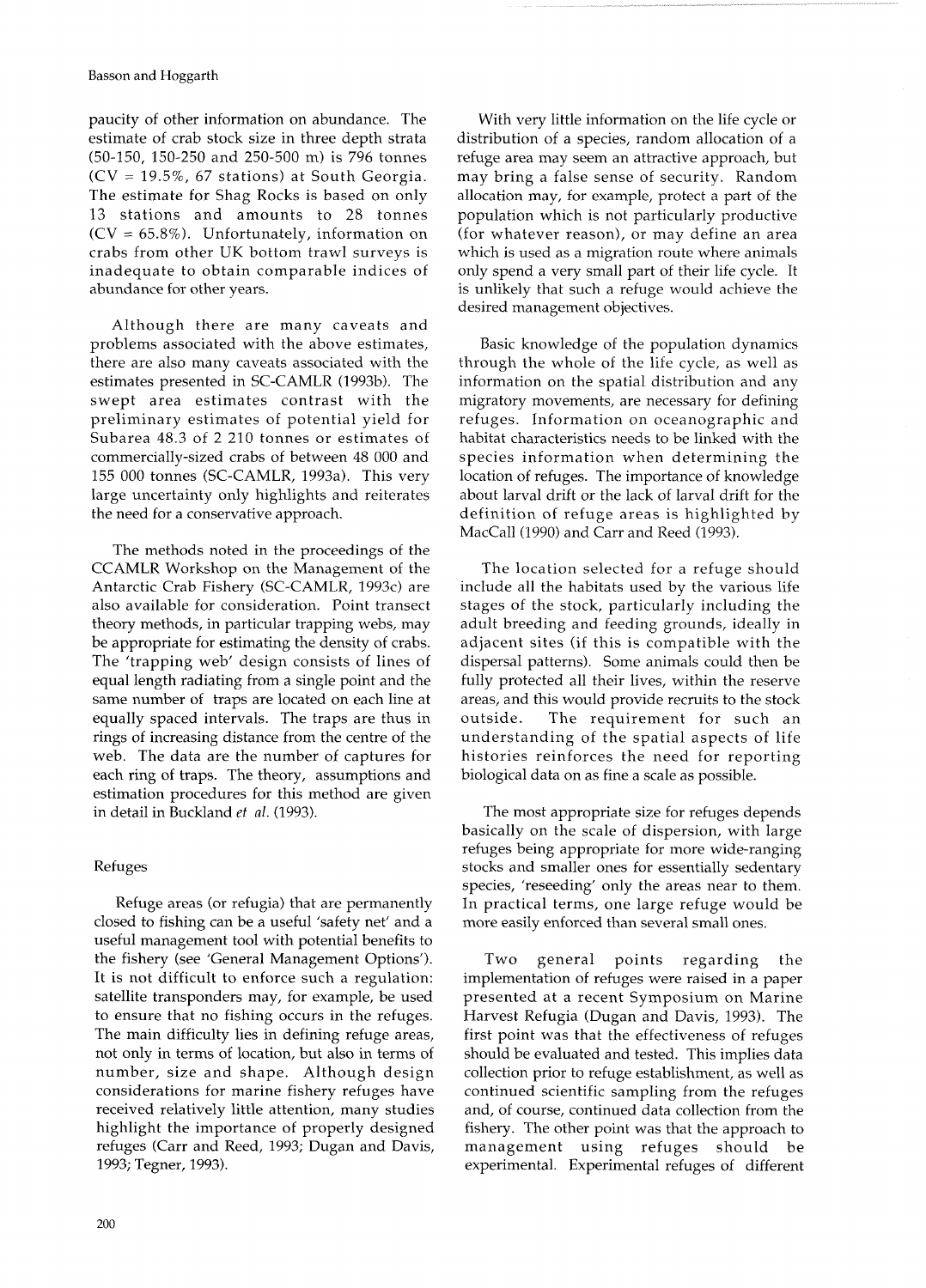paucity of other information on abundance. The estimate of crab stock size in three depth strata (50-150, 150-250 and 250-500 m) is 796 tonnes (CV = 19.5%, 67 stations) at South Georgia. The estimate for Shag Rocks is based on only 13 stations and amounts to 28 tonnes (CV = 65.8%). Unfortunately, information on crabs from other UK bottom trawl surveys is inadequate to obtain comparable indices of abundance for other years.

Although there are many caveats and problems associated with the above estimates, there are also many caveats associated with the estimates presented in SC-CAMLR (1993b). The swept area estimates contrast with the preliminary estimates of potential yield for Subarea 48.3 of 2 210 tonnes or estimates of commercially-sized crabs of between 48 000 and 155 000 tonnes (SC-CAMLR, 1993a). This very large uncertainty only highlights and reiterates the need for a conservative approach.

The methods noted in the proceedings of the CCAMLR Workshop on the Management of the Antarctic Crab Fishery (SC-CAMLR, 1993c) are also available for consideration. Point transect theory methods, in particular trapping webs, may be appropriate for estimating the density of crabs. The 'trapping web' design consists of lines of equal length radiating from a single point and the same number of traps are located on each line at equally spaced intervals. The traps are thus in rings of increasing distance from the centre of the web. The data are the number of captures for each ring of traps. The theory, assumptions and estimation procedures for this method are given in detail in Buckland *et al.* (1993).

### Refuges

Refuge areas (or refugia) that are permanently closed to fishing can be a useful 'safety net' and a useful management tool with potential benefits to the fishery (see 'General Management Options'). It is not difficult to enforce such a regulation: satellite transponders may, for example, be used to ensure that no fishing occurs in the refuges. The main difficulty lies in defining refuge areas, not only in terms of location, but also in terms of number, size and shape. Although design considerations for marine fishery refuges have received relatively little attention, many studies highlight the importance of properly designed refuges (Carr and Reed, 1993; Dugan and Davis, 1993; Tegner, 1993).

With very little information on the life cycle or distribution of a species, random allocation of a refuge area may seem an attractive approach, but may bring a false sense of security. Random allocation may, for example, protect a part of the population which is not particularly productive (for whatever reason), or may define an area which is used as a migration route where animals only spend a very small part of their life cycle. It is unlikely that such a refuge would achieve the desired management objectives.

Basic knowledge of the population dynamics through the whole of the life cycle, as well as information on the spatial distribution and any migratory movements, are necessary for defining refuges. Information on oceanographic and habitat characteristics needs to be linked with the species information when determining the location of refuges. The importance of knowledge about larval drift or the lack of larval drift for the definition of refuge areas is highlighted by MacCall (1990) and Carr and Reed (1993).

The location selected for a refuge should include all the habitats used by the various life stages of the stock, particularly including the adult breeding and feeding grounds, ideally in adjacent sites (if this is compatible with the dispersal patterns). Some animals could then be fully protected all their lives, within the reserve areas, and this would provide recruits to the stock outside. The requirement for such an understanding of the spatial aspects of life histories reinforces the need for reporting biological data on as fine a scale as possible.

The most appropriate size for refuges depends basically on the scale of dispersion, with large refuges being appropriate for more wide-ranging stocks and smaller ones for essentially sedentary species, 'reseeding' only the areas near to them. In practical terms, one large refuge would be more easily enforced than several small ones.

Two general points regarding the implementation of refuges were raised in a paper presented at a recent Symposium on Marine Harvest Refugia (Dugan and Davis, 1993). The first point was that the effectiveness of refuges should be evaluated and tested. This implies data collection prior to refuge establishment, as well as continued scientific sampling from the refuges and, of course, continued data collection from the fishery. The other point was that the approach to management using refuges should be experimental. Experimental refuges of different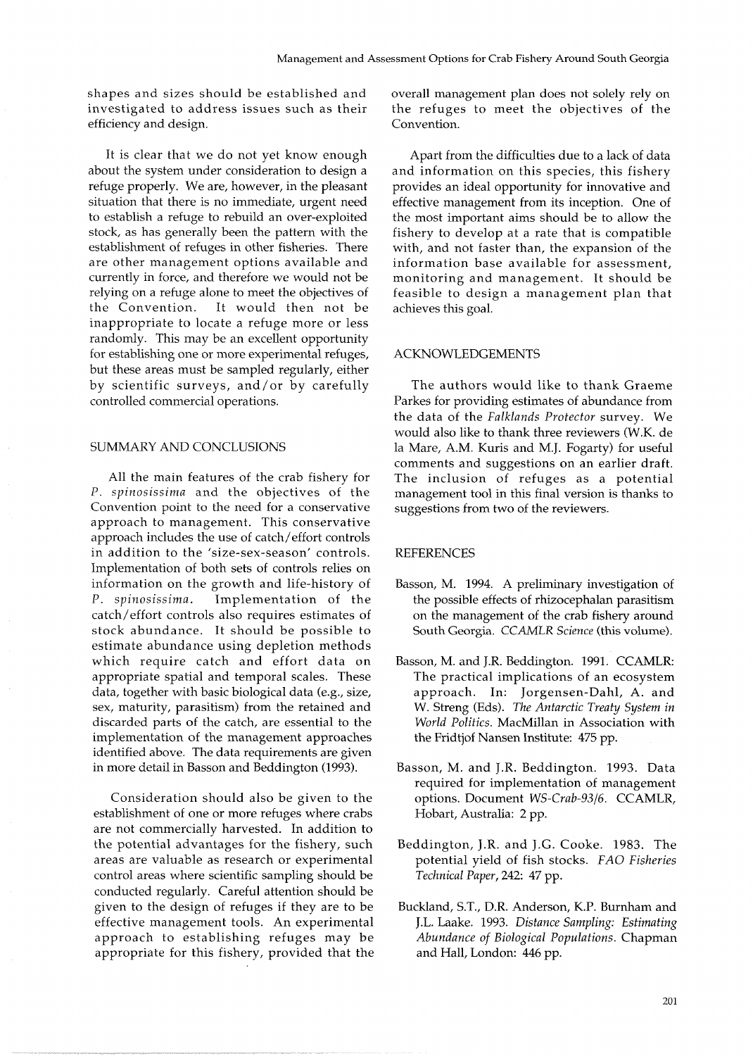shapes and sizes should be established and investigated to address issues such as their efficiency and design.

It is clear that we do not yet know enough about the system under consideration to design a refuge properly. We are, however, in the pleasant situation that there is no immediate, urgent need to establish a refuge to rebuild an over-exploited stock, as has generally been the pattern with the establishment of refuges in other fisheries. There are other management options available and currently in force, and therefore we would not be relying on a refuge alone to meet the objectives of the Convention. It would then not be inappropriate to locate a refuge more or less randomly. This may be an excellent opportunity for establishing one or more experimental refuges, but these areas must be sampled regularly, either by scientific surveys, and/or by carefully controlled commercial operations.

## SUMMARY AND CONCLUSIONS

All the main features of the crab fishery for *P. spinosissima* and the objectives of the Convention point to the need for a conservative approach to management. This conservative approach includes the use of catch/effort controls in addition to the 'size-sex-season' controls. Implementation of both sets of controls relies on information on the growth and life-history of *P. spinosissima*. Implementation of the catch/effort controls also requires estimates of stock abundance. It should be possible to estimate abundance using depletion methods which require catch and effort data on appropriate spatial and temporal scales. These data, together with basic biological data (e.g., size, sex, maturity, parasitism) from the retained and discarded parts of the catch, are essential to the implementation of the management approaches identified above. The data requirements are given in more detail in Basson and Beddington (1993).

Consideration should also be given to the establishment of one or more refuges where crabs are not commercially harvested. In addition to the potential advantages for the fishery, such areas are valuable as research or experimental control areas where scientific sampling should be conducted regularly. Careful attention should be given to the design of refuges if they are to be effective management tools. An experimental approach to establishing refuges may be appropriate for this fishery, provided that the overall management plan does not solely rely on the refuges to meet the objectives of the Convention.

Apart from the difficulties due to a lack of data and information on this species, this fishery provides an ideal opportunity for innovative and effective management from its inception. One of the most important aims should be to allow the fishery to develop at a rate that is compatible with, and not faster than, the expansion of the information base available for assessment, monitoring and management. It should be feasible to design a management plan that achieves this goal.

## ACKNOWLEDGEMENTS

The authors would like to thank Graeme Parkes for providing estimates of abundance from the data of the *Falklands Protector* survey. We would also like to thank three reviewers (W.K. de la Mare, A.M. Kuris and M.J. Fogarty) for useful comments and suggestions on an earlier draft. The inclusion of refuges as a potential management tool in this final version is thanks to suggestions from two of the reviewers.

## REFERENCES

Basson, M. 1994. A preliminary investigation of the possible effects of rhizocephalan parasitism on the management of the crab fishery around South Georgia. *CCAMLR Science* (this volume).

Basson, M. and J.R. Beddington. 1991. CCAMLR: The practical implications of an ecosystem approach. In: Jorgensen-Dahl, A. and W. Streng (Eds). *The Antarctic Treaty System in World Politics*. MacMillan in Association with the Fridtjof Nansen Institute: 475 pp.

Basson, M. and J.R. Beddington. 1993. Data required for implementation of management options. Document *WS-Crab-93/6*. CCAMLR, Hobart, Australia: 2 pp.

Beddington, J.R. and J.G. Cooke. 1983. The potential yield of fish stocks. *FAO Fisheries Technical Paper*, 242: 47 pp.

Buckland, S.T., D.R. Anderson, K.P. Burnham and J.L. Laake. 1993. *Distance Sampling: Estimating Abundance of Biological Populations*. Chapman and Hall, London: 446 pp.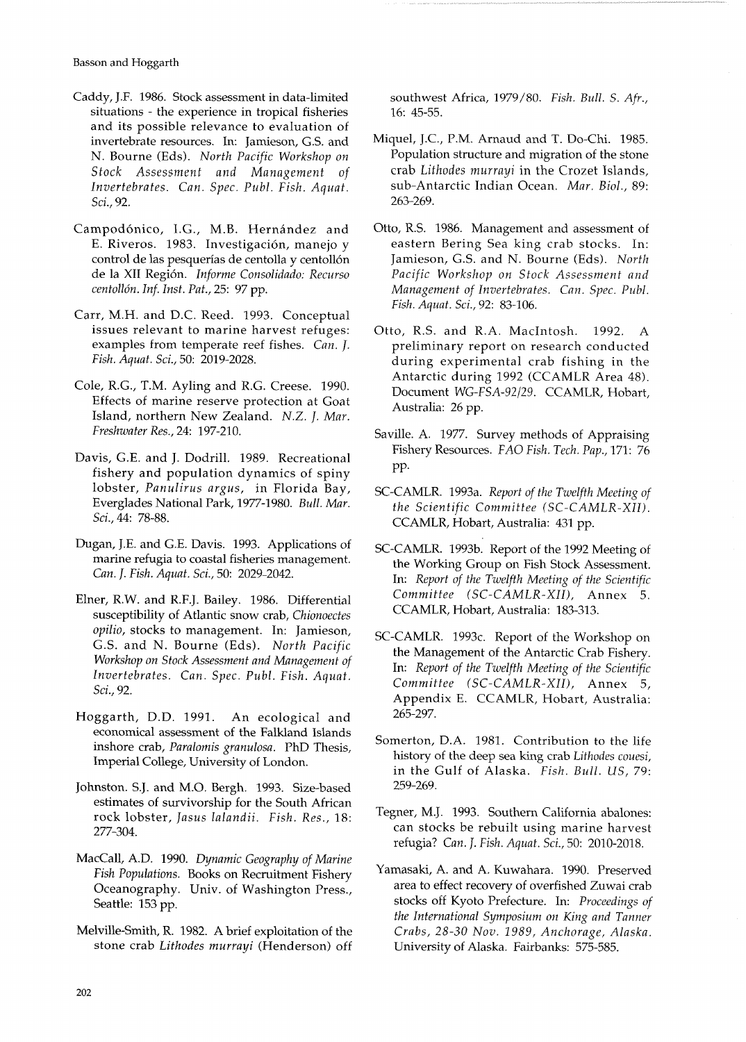Caddy, J.F. 1986. Stock assessment in data-limited situations - the experience in tropical fisheries and its possible relevance to evaluation of invertebrate resources. In: Jamieson, G.S. and N. Bourne (Eds). *North Pacific Workshop on Stock Assessment and Management of Invertebrates. Can. Spec. Publ. Fish. Aquat. Sci.*, 92.

Campodónico, I.G., M.B. Hernández and E. Riveros. 1983. Investigación, manejo y control de las pesquerías de centolla y centollón de la XII Región. *Informe Consolidado: Recurso centollón. Inf. Inst. Pat.*, 25: 97 pp.

Carr, M.H. and D.C. Reed. 1993. Conceptual issues relevant to marine harvest refuges: examples from temperate reef fishes. *Can. J. Fish. Aquat. Sci.*, 50: 2019-2028.

Cole, R.G., T.M. Ayling and R.G. Creese. 1990. Effects of marine reserve protection at Goat Island, northern New Zealand. *N.Z. J. Mar. Freshwater Res.*, 24: 197-210.

Davis, G.E. and J. Dodrill. 1989. Recreational fishery and population dynamics of spiny lobster, *Panulirus argus*, in Florida Bay, Everglades National Park, 1977-1980. *Bull. Mar. Sci.*, 44: 78-88.

Dugan, J.E. and G.E. Davis. 1993. Applications of marine refugia to coastal fisheries management. *Can. J. Fish. Aquat. Sci.*, 50: 2029-2042.

Elner, R.W. and R.F.J. Bailey. 1986. Differential susceptibility of Atlantic snow crab, *Chionoectes opilio*, stocks to management. In: Jamieson, G.S. and N. Bourne (Eds). *North Pacific Workshop on Stock Assessment and Management of Invertebrates. Can. Spec. Publ. Fish. Aquat. Sci.*, 92.

Hoggarth, D.D. 1991. An ecological and economical assessment of the Falkland Islands inshore crab, *Paralomis granulosa*. PhD Thesis, Imperial College, University of London.

Johnston. S.J. and M.O. Bergh. 1993. Size-based estimates of survivorship for the South African rock lobster, *Jasus lalandii*. *Fish. Res.*, 18: 277-304.

MacCall, A.D. 1990. *Dynamic Geography of Marine Fish Populations.* Books on Recruitment Fishery Oceanography. Univ. of Washington Press., Seattle: 153 pp.

Melville-Smith, R. 1982. A brief exploitation of the stone crab *Lithodes murrayi* (Henderson) off southwest Africa, 1979/80. *Fish. Bull. S. Afr.*, 16: 45-55.

Miquel, J.C., P.M. Arnaud and T. Do-Chi. 1985. Population structure and migration of the stone crab *Lithodes murrayi* in the Crozet Islands, sub-Antarctic Indian Ocean. *Mar. Biol.*, 89: 263-269.

Otto, R.S. 1986. Management and assessment of eastern Bering Sea king crab stocks. In: Jamieson, G.S. and N. Bourne (Eds). *North Pacific Workshop on Stock Assessment and Management of Invertebrates. Can. Spec. Publ. Fish. Aquat. Sci.*, 92: 83-106.

Otto, R.S. and R.A. MacIntosh. 1992. A preliminary report on research conducted during experimental crab fishing in the Antarctic during 1992 (CCAMLR Area 48). Document *WG-FSA-92/29*. CCAMLR, Hobart, Australia: 26 pp.

Saville. A. 1977. Survey methods of Appraising Fishery Resources. *FAO Fish. Tech. Pap.*, 171: 76 pp.

SC-CAMLR. 1993a. *Report of the Twelfth Meeting of the Scientific Committee (SC-CAMLR-XII).* CCAMLR, Hobart, Australia: 431 pp.

SC-CAMLR. 1993b. Report of the 1992 Meeting of the Working Group on Fish Stock Assessment. In: *Report of the Twelfth Meeting of the Scientific Committee (SC-CAMLR-XII)*, Annex 5. CCAMLR, Hobart, Australia: 183-313.

SC-CAMLR. 1993c. Report of the Workshop on the Management of the Antarctic Crab Fishery. In: *Report of the Twelfth Meeting of the Scientific Committee (SC-CAMLR-XII)*, Annex 5, Appendix E. CCAMLR, Hobart, Australia: 265-297.

Somerton, D.A. 1981. Contribution to the life history of the deep sea king crab *Lithodes couesi*, in the Gulf of Alaska. *Fish. Bull. US*, 79: 259-269.

Tegner, M.J. 1993. Southern California abalones: can stocks be rebuilt using marine harvest refugia? *Can. J. Fish. Aquat. Sci.*, 50: 2010-2018.

Yamasaki, A. and A. Kuwahara. 1990. Preserved area to effect recovery of overfished Zuwai crab stocks off Kyoto Prefecture. In: *Proceedings of the International Symposium on King and Tanner Crabs, 28-30 Nov. 1989, Anchorage, Alaska.* University of Alaska. Fairbanks: 575-585.